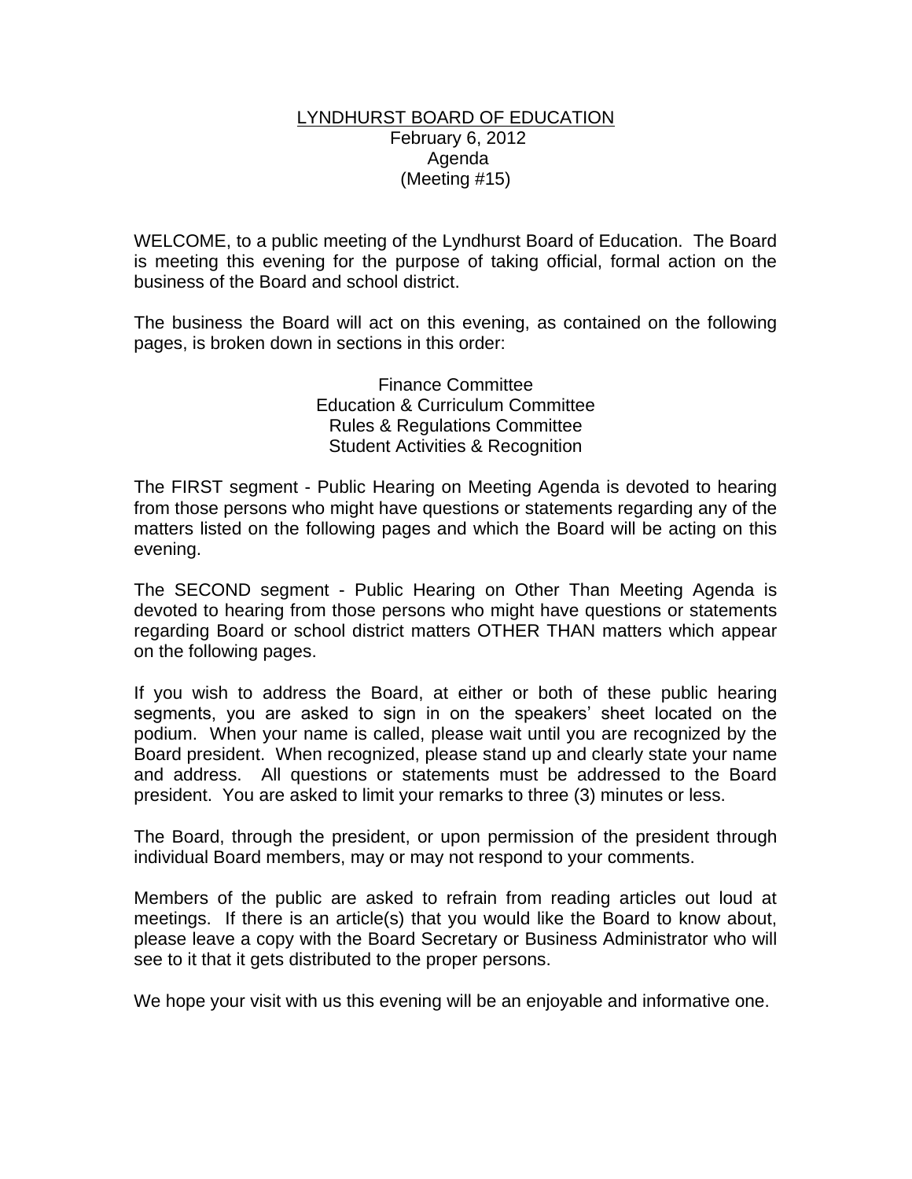# LYNDHURST BOARD OF EDUCATION

February 6, 2012
Agenda
(Meeting #15)

WELCOME, to a public meeting of the Lyndhurst Board of Education. The Board is meeting this evening for the purpose of taking official, formal action on the business of the Board and school district.

The business the Board will act on this evening, as contained on the following pages, is broken down in sections in this order:

Finance Committee
Education & Curriculum Committee
Rules & Regulations Committee
Student Activities & Recognition

The FIRST segment - Public Hearing on Meeting Agenda is devoted to hearing from those persons who might have questions or statements regarding any of the matters listed on the following pages and which the Board will be acting on this evening.

The SECOND segment - Public Hearing on Other Than Meeting Agenda is devoted to hearing from those persons who might have questions or statements regarding Board or school district matters OTHER THAN matters which appear on the following pages.

If you wish to address the Board, at either or both of these public hearing segments, you are asked to sign in on the speakers' sheet located on the podium. When your name is called, please wait until you are recognized by the Board president. When recognized, please stand up and clearly state your name and address. All questions or statements must be addressed to the Board president. You are asked to limit your remarks to three (3) minutes or less.

The Board, through the president, or upon permission of the president through individual Board members, may or may not respond to your comments.

Members of the public are asked to refrain from reading articles out loud at meetings. If there is an article(s) that you would like the Board to know about, please leave a copy with the Board Secretary or Business Administrator who will see to it that it gets distributed to the proper persons.

We hope your visit with us this evening will be an enjoyable and informative one.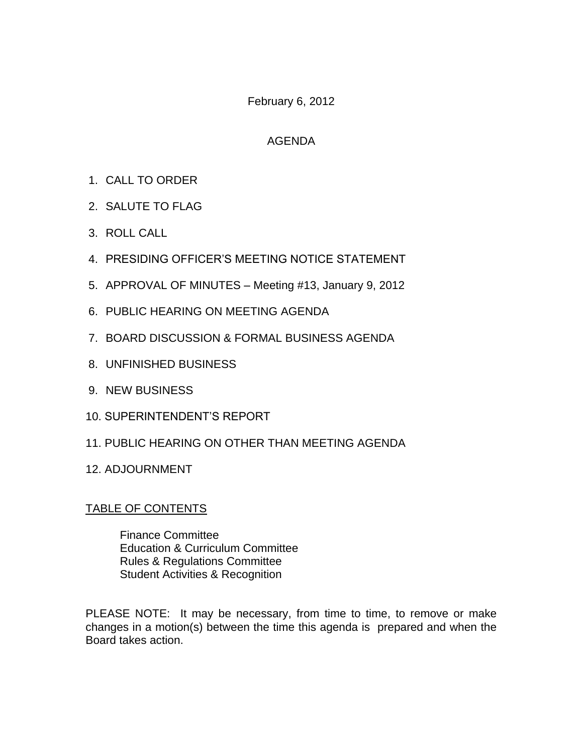February 6, 2012

# AGENDA

1. CALL TO ORDER
2. SALUTE TO FLAG
3. ROLL CALL
4. PRESIDING OFFICER'S MEETING NOTICE STATEMENT
5. APPROVAL OF MINUTES – Meeting #13, January 9, 2012
6. PUBLIC HEARING ON MEETING AGENDA
7. BOARD DISCUSSION & FORMAL BUSINESS AGENDA
8. UNFINISHED BUSINESS
9. NEW BUSINESS
10. SUPERINTENDENT'S REPORT
11. PUBLIC HEARING ON OTHER THAN MEETING AGENDA
12. ADJOURNMENT

## TABLE OF CONTENTS

Finance Committee
Education & Curriculum Committee
Rules & Regulations Committee
Student Activities & Recognition

PLEASE NOTE: It may be necessary, from time to time, to remove or make changes in a motion(s) between the time this agenda is prepared and when the Board takes action.